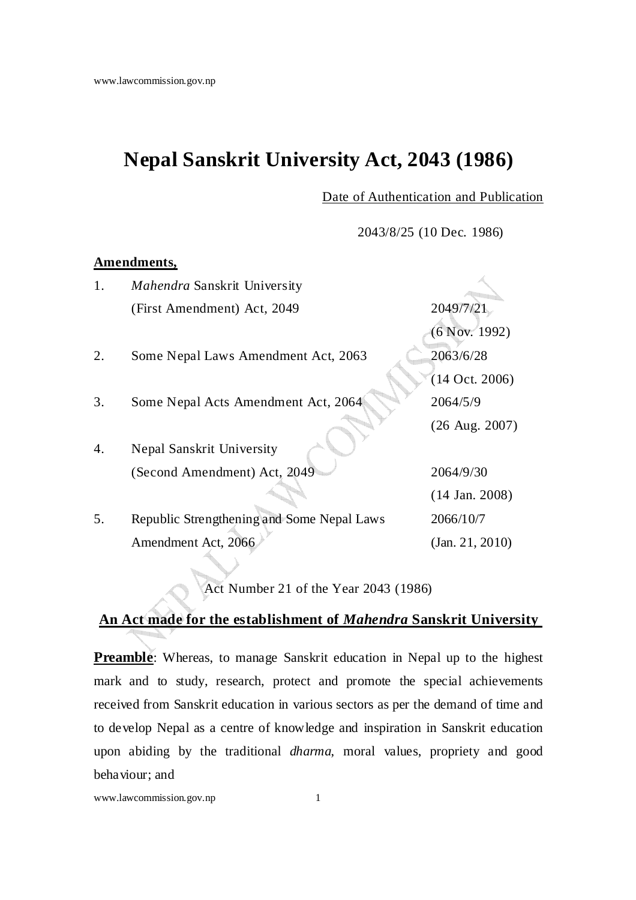# Nepal Sanskrit University Act, 2043 (1986)

Date of Authentication and Publication

2043/8/25 (10 Dec. 1986)

**Amendments,**

| | | |
|---|---|---|
| 1. | *Mahendra* Sanskrit University (First Amendment) Act, 2049 | 2049/7/21 (6 Nov. 1992) |
| 2. | Some Nepal Laws Amendment Act, 2063 | 2063/6/28 (14 Oct. 2006) |
| 3. | Some Nepal Acts Amendment Act, 2064 | 2064/5/9 (26 Aug. 2007) |
| 4. | Nepal Sanskrit University (Second Amendment) Act, 2049 | 2064/9/30 (14 Jan. 2008) |
| 5. | Republic Strengthening and Some Nepal Laws Amendment Act, 2066 | 2066/10/7 (Jan. 21, 2010) |

Act Number 21 of the Year 2043 (1986)

## An Act made for the establishment of *Mahendra* Sanskrit University

**Preamble**: Whereas, to manage Sanskrit education in Nepal up to the highest mark and to study, research, protect and promote the special achievements received from Sanskrit education in various sectors as per the demand of time and to develop Nepal as a centre of knowledge and inspiration in Sanskrit education upon abiding by the traditional *dharma*, moral values, propriety and good behaviour; and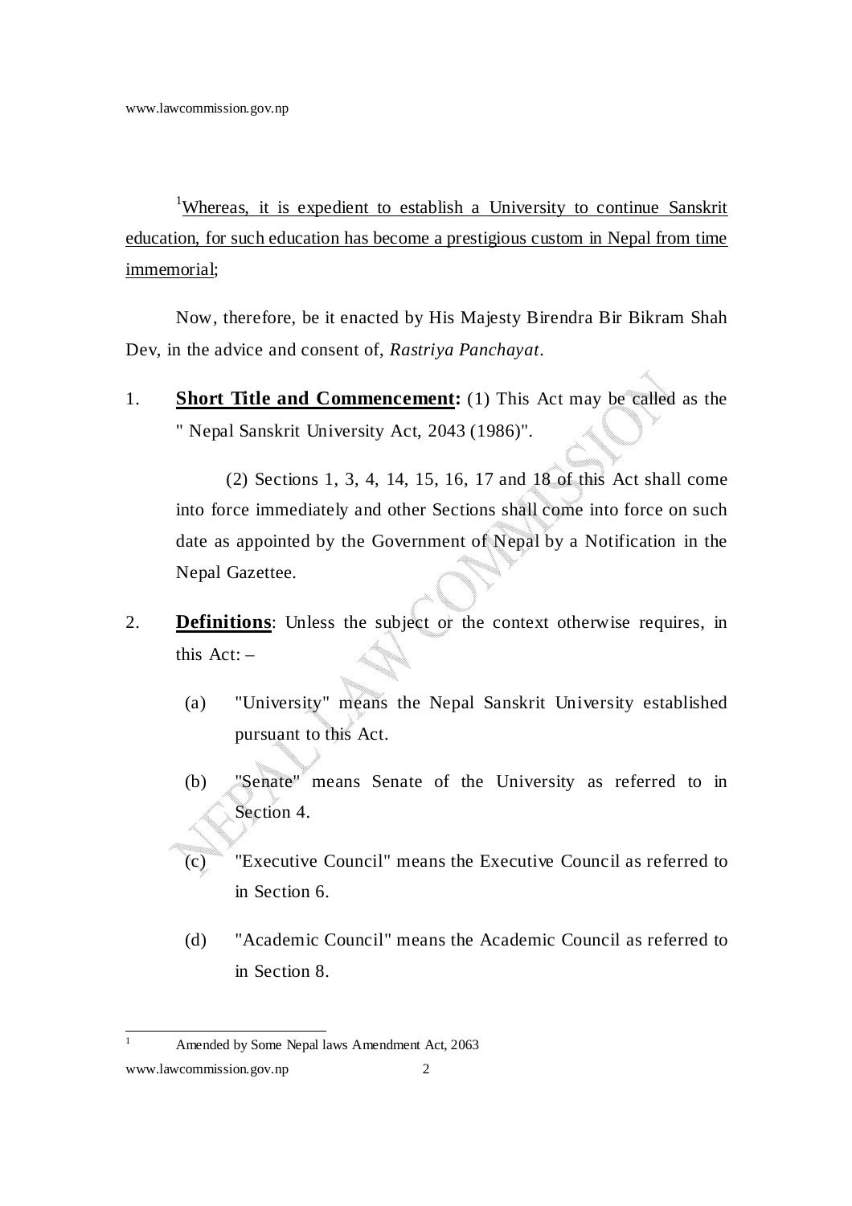[1]Whereas, it is expedient to establish a University to continue Sanskrit education, for such education has become a prestigious custom in Nepal from time immemorial;

Now, therefore, be it enacted by His Majesty Birendra Bir Bikram Shah Dev, in the advice and consent of, *Rastriya Panchayat*.

1. **Short Title and Commencement:** (1) This Act may be called as the " Nepal Sanskrit University Act, 2043 (1986)".

   (2) Sections 1, 3, 4, 14, 15, 16, 17 and 18 of this Act shall come into force immediately and other Sections shall come into force on such date as appointed by the Government of Nepal by a Notification in the Nepal Gazettee.

2. **Definitions**: Unless the subject or the context otherwise requires, in this Act: –

   (a) "University" means the Nepal Sanskrit University established pursuant to this Act.

   (b) "Senate" means Senate of the University as referred to in Section 4.

   (c) "Executive Council" means the Executive Council as referred to in Section 6.

   (d) "Academic Council" means the Academic Council as referred to in Section 8.

---

[1] Amended by Some Nepal laws Amendment Act, 2063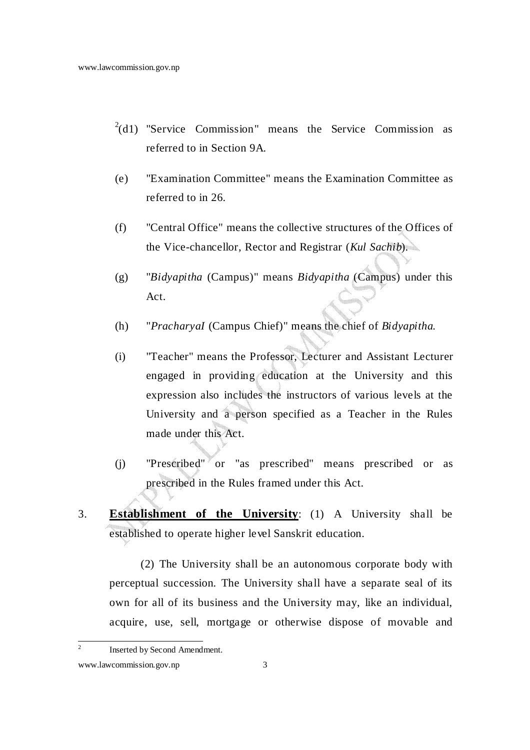[2](d1) "Service Commission" means the Service Commission as referred to in Section 9A.

(e) "Examination Committee" means the Examination Committee as referred to in 26.

(f) "Central Office" means the collective structures of the Offices of the Vice-chancellor, Rector and Registrar (*Kul Sachib*).

(g) "*Bidyapitha* (Campus)" means *Bidyapitha* (Campus) under this Act.

(h) "*PracharyaI* (Campus Chief)" means the chief of *Bidyapitha*.

(i) "Teacher" means the Professor, Lecturer and Assistant Lecturer engaged in providing education at the University and this expression also includes the instructors of various levels at the University and a person specified as a Teacher in the Rules made under this Act.

(j) "Prescribed" or "as prescribed" means prescribed or as prescribed in the Rules framed under this Act.

3. **Establishment of the University**: (1) A University shall be established to operate higher level Sanskrit education.

(2) The University shall be an autonomous corporate body with perceptual succession. The University shall have a separate seal of its own for all of its business and the University may, like an individual, acquire, use, sell, mortgage or otherwise dispose of movable and

---

[2] Inserted by Second Amendment.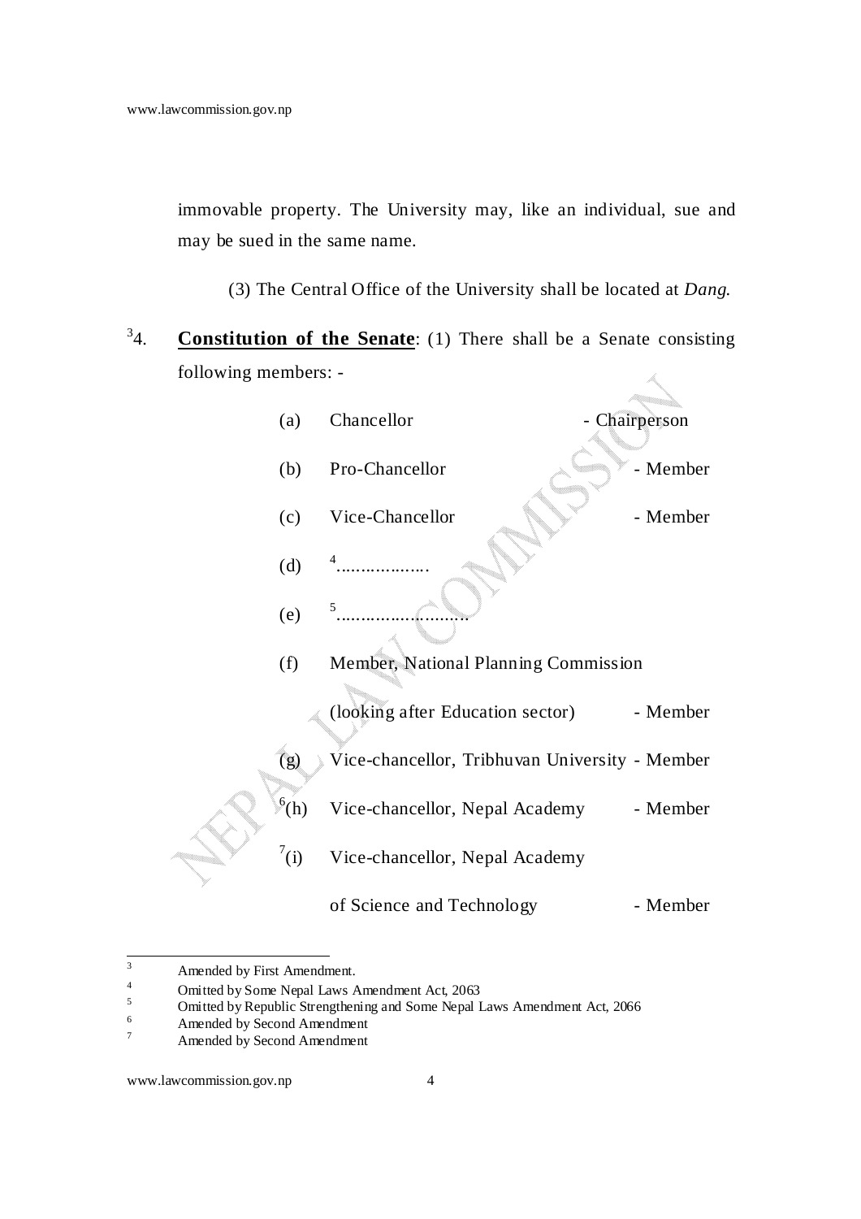immovable property. The University may, like an individual, sue and may be sued in the same name.

(3) The Central Office of the University shall be located at *Dang.*

[3]4. **Constitution of the Senate**: (1) There shall be a Senate consisting following members: -

(a) Chancellor - Chairperson

(b) Pro-Chancellor - Member

(c) Vice-Chancellor - Member

(d) [4]..................

(e) [5]..........................

(f) Member, National Planning Commission (looking after Education sector) - Member

(g) Vice-chancellor, Tribhuvan University - Member

[6](h) Vice-chancellor, Nepal Academy - Member

[7](i) Vice-chancellor, Nepal Academy of Science and Technology - Member

---

[3] Amended by First Amendment.

[4] Omitted by Some Nepal Laws Amendment Act, 2063

[5] Omitted by Republic Strengthening and Some Nepal Laws Amendment Act, 2066

[6] Amended by Second Amendment

[7] Amended by Second Amendment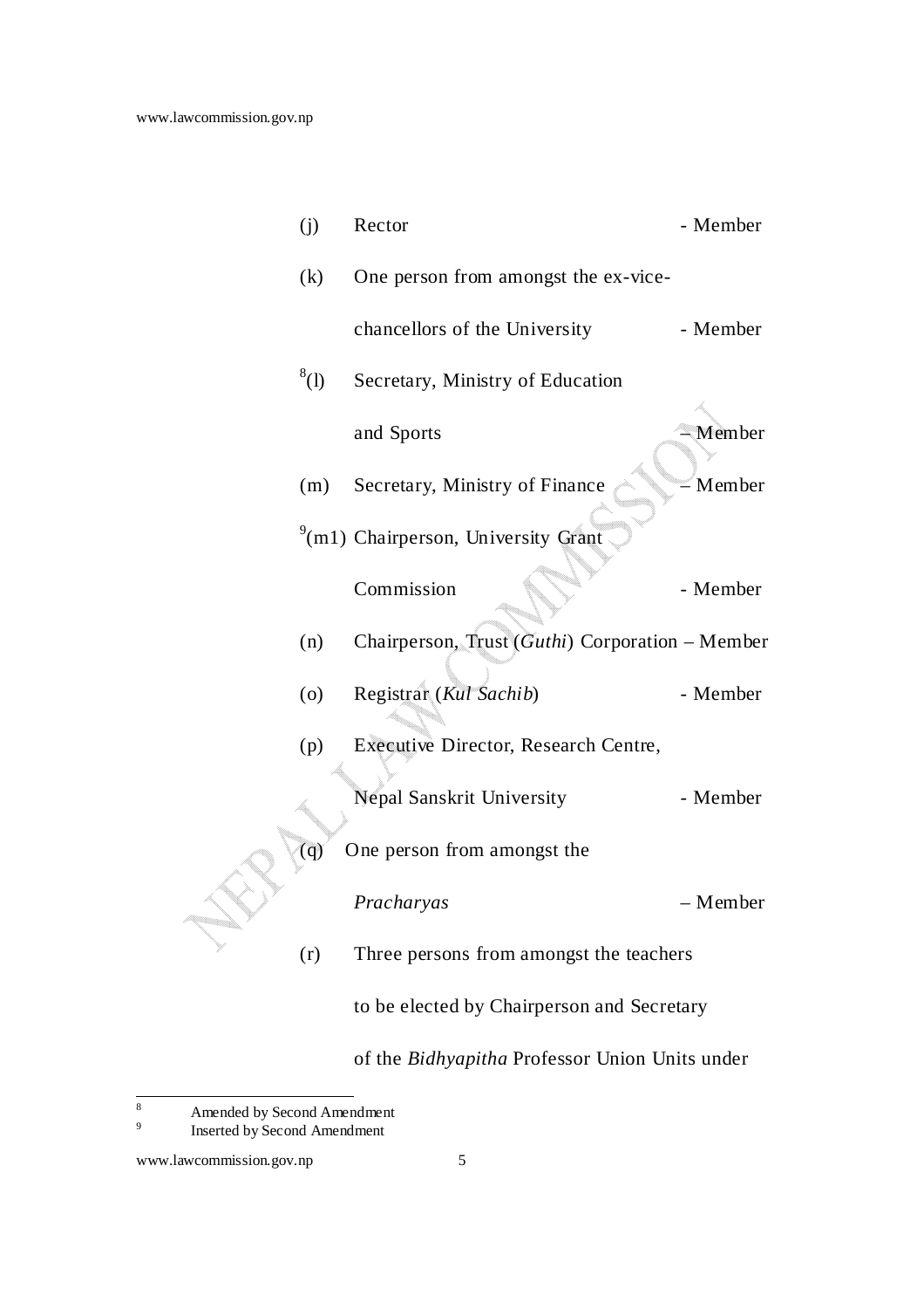(j) Rector - Member

(k) One person from amongst the ex-vice-chancellors of the University - Member

[8](l) Secretary, Ministry of Education and Sports – Member

(m) Secretary, Ministry of Finance – Member

[9](m1) Chairperson, University Grant Commission - Member

(n) Chairperson, Trust (*Guthi*) Corporation – Member

(o) Registrar (*Kul Sachib*) - Member

(p) Executive Director, Research Centre, Nepal Sanskrit University - Member

(q) One person from amongst the *Pracharyas* – Member

(r) Three persons from amongst the teachers to be elected by Chairperson and Secretary of the *Bidhyapitha* Professor Union Units under

---

[8] Amended by Second Amendment

[9] Inserted by Second Amendment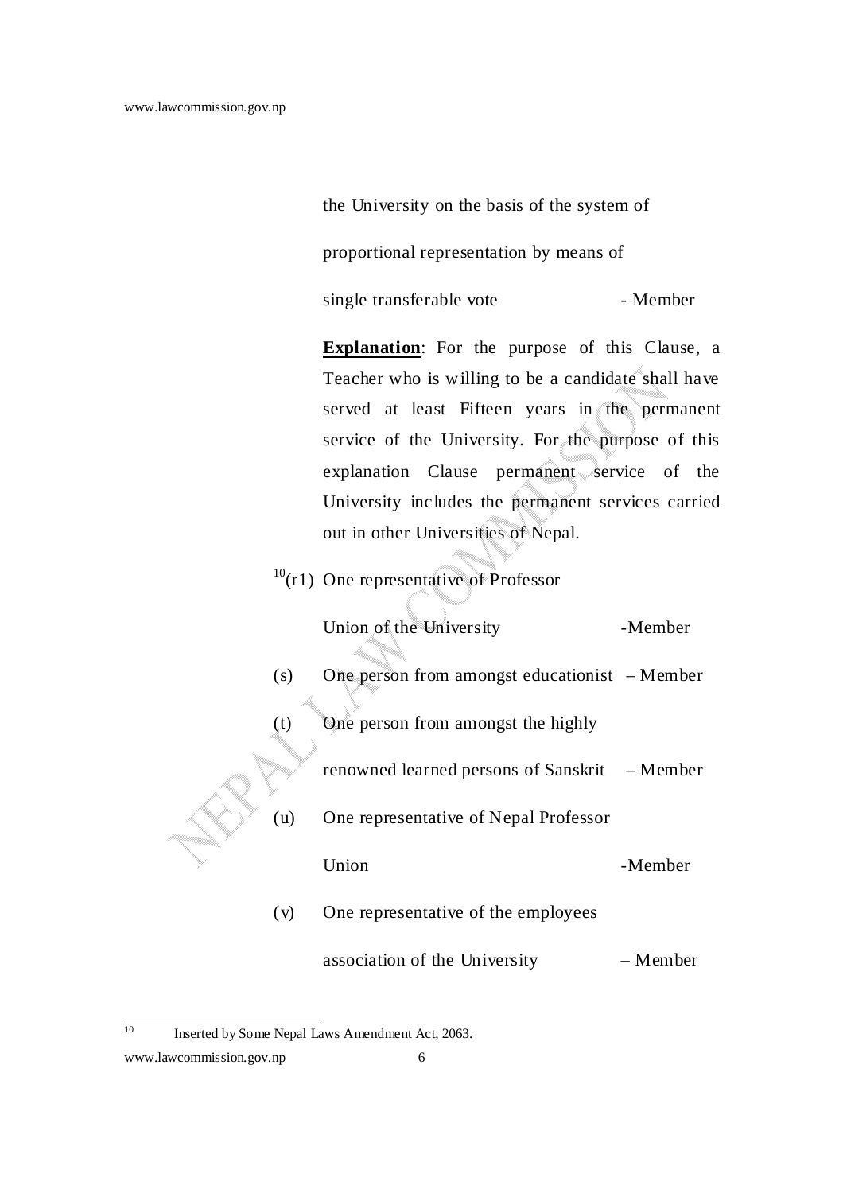the University on the basis of the system of proportional representation by means of single transferable vote - Member

**Explanation**: For the purpose of this Clause, a Teacher who is willing to be a candidate shall have served at least Fifteen years in the permanent service of the University. For the purpose of this explanation Clause permanent service of the University includes the permanent services carried out in other Universities of Nepal.

[10](r1) One representative of Professor Union of the University -Member

(s) One person from amongst educationist – Member

(t) One person from amongst the highly renowned learned persons of Sanskrit – Member

(u) One representative of Nepal Professor Union -Member

(v) One representative of the employees association of the University – Member

---

10 Inserted by Some Nepal Laws Amendment Act, 2063.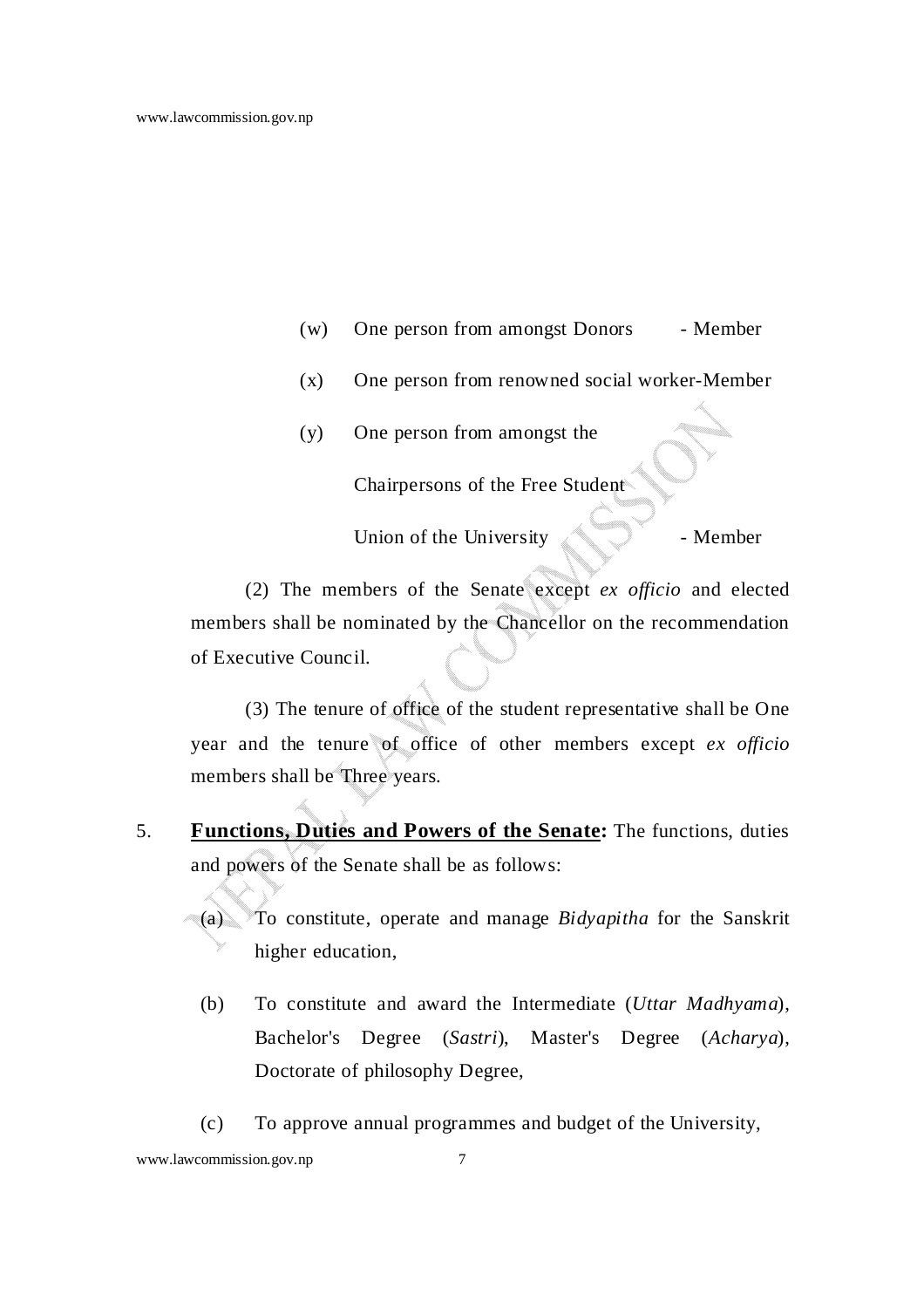(w) One person from amongst Donors - Member

(x) One person from renowned social worker-Member

(y) One person from amongst the Chairpersons of the Free Student Union of the University - Member

(2) The members of the Senate except *ex officio* and elected members shall be nominated by the Chancellor on the recommendation of Executive Council.

(3) The tenure of office of the student representative shall be One year and the tenure of office of other members except *ex officio* members shall be Three years.

5. **Functions, Duties and Powers of the Senate:** The functions, duties and powers of the Senate shall be as follows:

(a) To constitute, operate and manage *Bidyapitha* for the Sanskrit higher education,

(b) To constitute and award the Intermediate (*Uttar Madhyama*), Bachelor's Degree (*Sastri*), Master's Degree (*Acharya*), Doctorate of philosophy Degree,

(c) To approve annual programmes and budget of the University,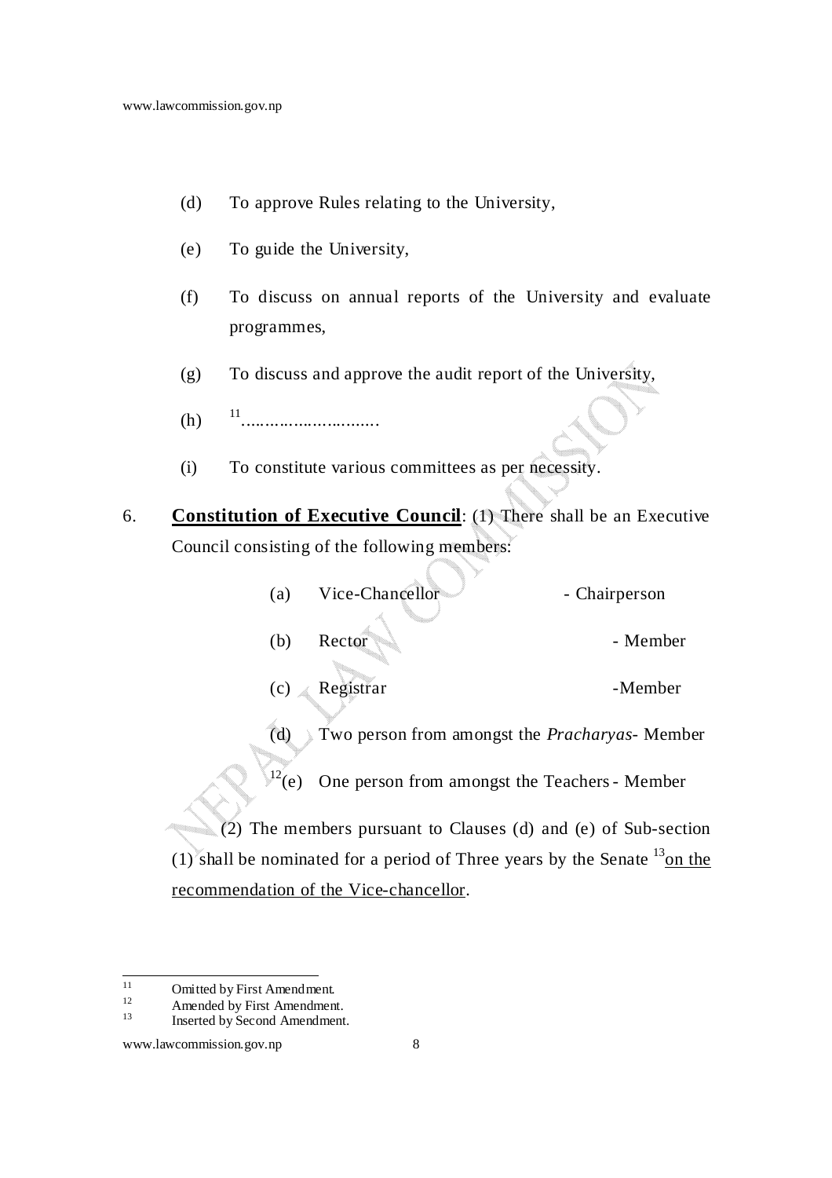(d) To approve Rules relating to the University,

(e) To guide the University,

(f) To discuss on annual reports of the University and evaluate programmes,

(g) To discuss and approve the audit report of the University,

(h) [11]..........................

(i) To constitute various committees as per necessity.

6. **Constitution of Executive Council**: (1) There shall be an Executive Council consisting of the following members:

| | | |
|---|---|---|
| (a) | Vice-Chancellor | - Chairperson |
| (b) | Rector | - Member |
| (c) | Registrar | -Member |
| (d) | Two person from amongst the *Pracharyas* | - Member |
| [12](e) | One person from amongst the Teachers | - Member |

(2) The members pursuant to Clauses (d) and (e) of Sub-section (1) shall be nominated for a period of Three years by the Senate [13]on the recommendation of the Vice-chancellor.

---

[11] Omitted by First Amendment.
[12] Amended by First Amendment.
[13] Inserted by Second Amendment.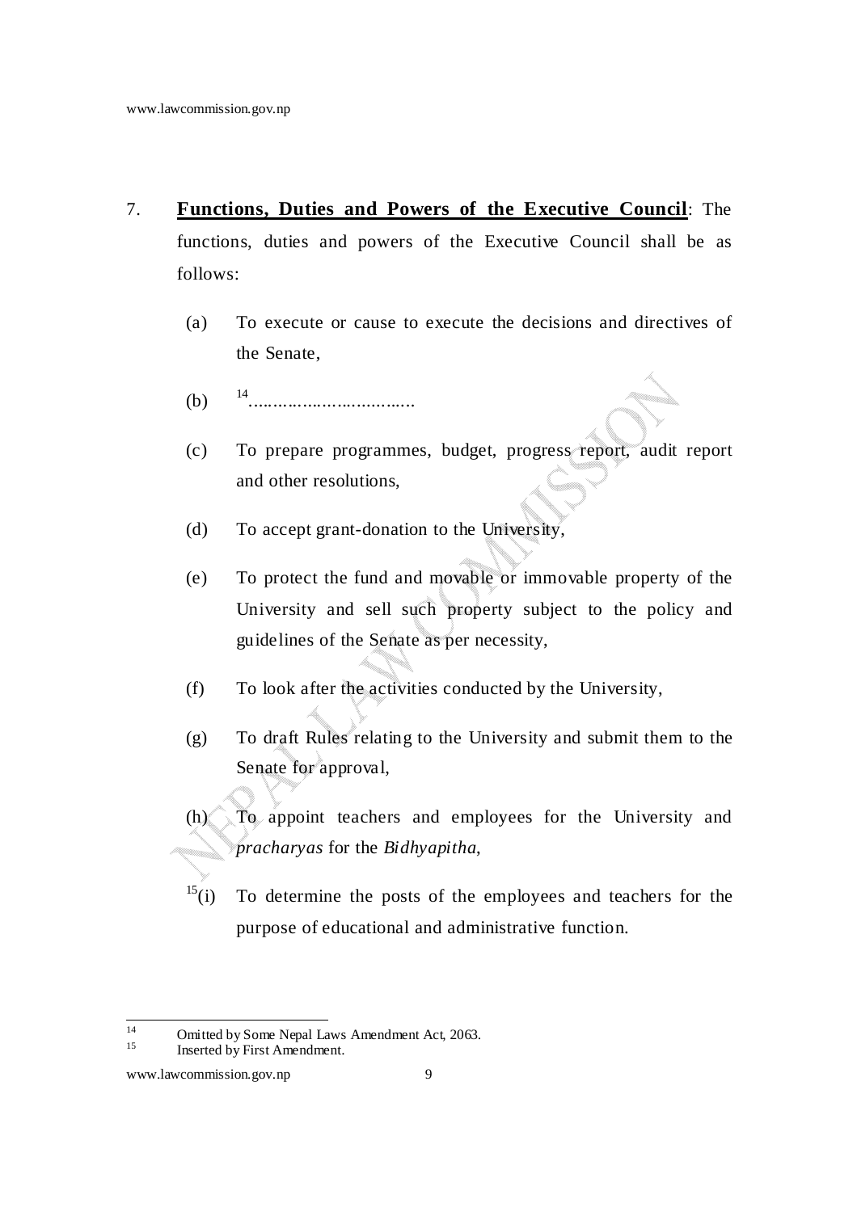7. **Functions, Duties and Powers of the Executive Council**: The functions, duties and powers of the Executive Council shall be as follows:

   (a) To execute or cause to execute the decisions and directives of the Senate,

   (b) [14]……………………………

   (c) To prepare programmes, budget, progress report, audit report and other resolutions,

   (d) To accept grant-donation to the University,

   (e) To protect the fund and movable or immovable property of the University and sell such property subject to the policy and guidelines of the Senate as per necessity,

   (f) To look after the activities conducted by the University,

   (g) To draft Rules relating to the University and submit them to the Senate for approval,

   (h) To appoint teachers and employees for the University and *pracharyas* for the *Bidhyapitha*,

   [15](i) To determine the posts of the employees and teachers for the purpose of educational and administrative function.

---

[14] Omitted by Some Nepal Laws Amendment Act, 2063.

[15] Inserted by First Amendment.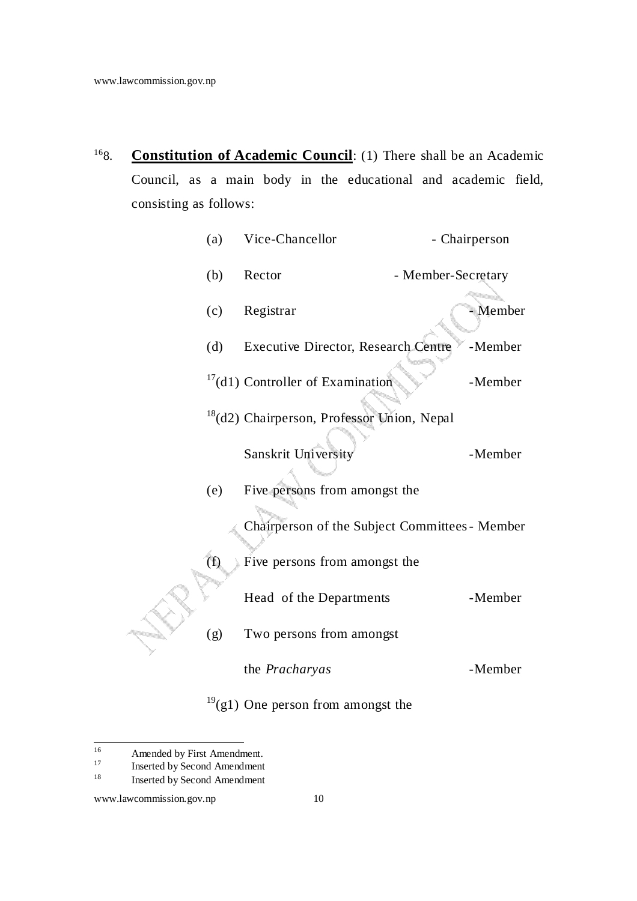[16]8. **Constitution of Academic Council**: (1) There shall be an Academic Council, as a main body in the educational and academic field, consisting as follows:

(a) Vice-Chancellor - Chairperson

(b) Rector - Member-Secretary

(c) Registrar - Member

(d) Executive Director, Research Centre -Member

[17](d1) Controller of Examination -Member

[18](d2) Chairperson, Professor Union, Nepal Sanskrit University -Member

(e) Five persons from amongst the Chairperson of the Subject Committees - Member

(f) Five persons from amongst the Head of the Departments -Member

(g) Two persons from amongst the *Pracharyas* -Member

[19](g1) One person from amongst the

---

16 Amended by First Amendment.

17 Inserted by Second Amendment

18 Inserted by Second Amendment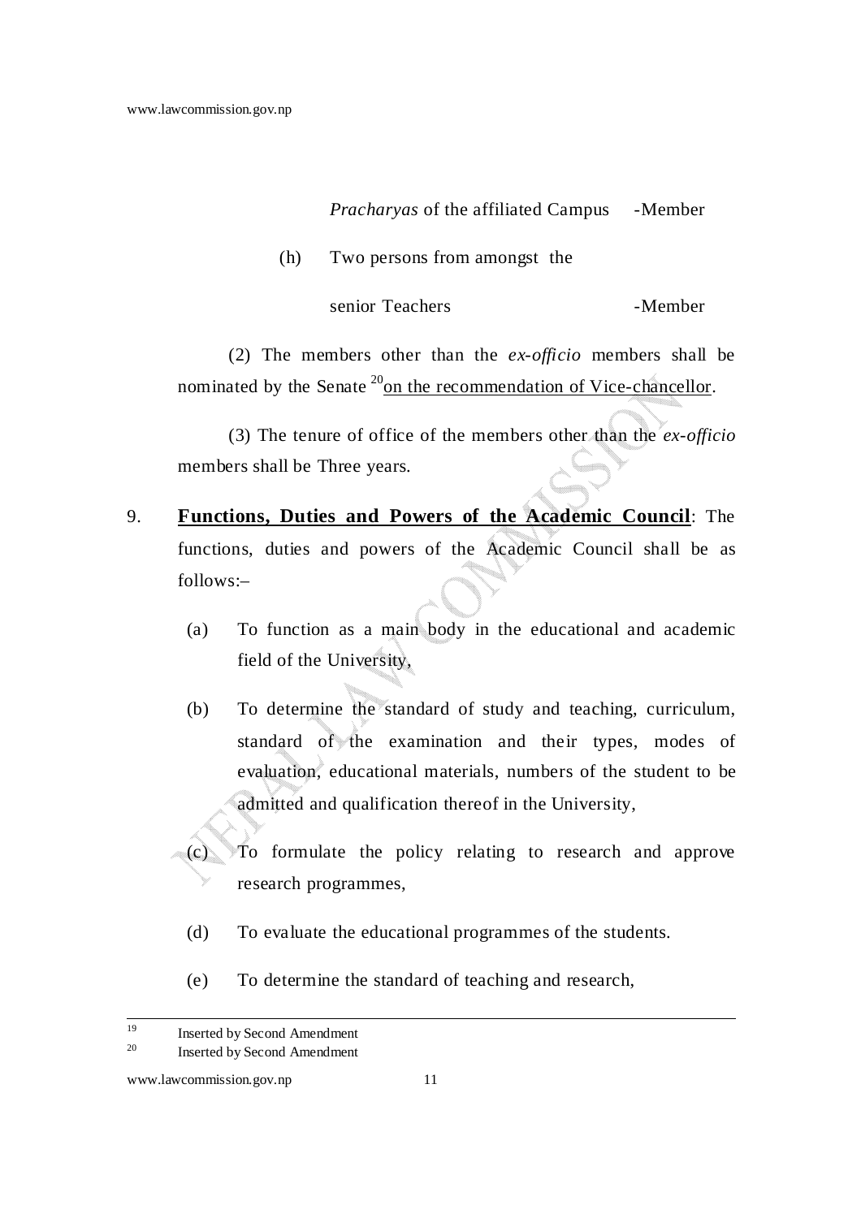*Pracharyas* of the affiliated Campus -Member

(h) Two persons from amongst the senior Teachers -Member

(2) The members other than the *ex-officio* members shall be nominated by the Senate [20]on the recommendation of Vice-chancellor.

(3) The tenure of office of the members other than the *ex-officio* members shall be Three years.

9. **Functions, Duties and Powers of the Academic Council**: The functions, duties and powers of the Academic Council shall be as follows:–

(a) To function as a main body in the educational and academic field of the University,

(b) To determine the standard of study and teaching, curriculum, standard of the examination and their types, modes of evaluation, educational materials, numbers of the student to be admitted and qualification thereof in the University,

(c) To formulate the policy relating to research and approve research programmes,

(d) To evaluate the educational programmes of the students.

(e) To determine the standard of teaching and research,

---

[19] Inserted by Second Amendment

[20] Inserted by Second Amendment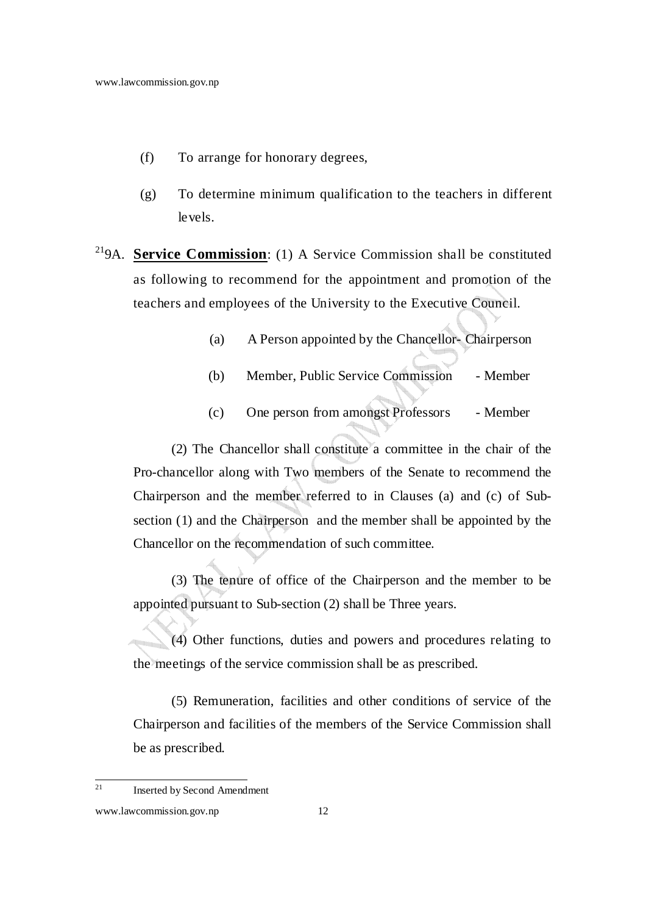(f) To arrange for honorary degrees,

(g) To determine minimum qualification to the teachers in different levels.

[21]9A. **Service Commission**: (1) A Service Commission shall be constituted as following to recommend for the appointment and promotion of the teachers and employees of the University to the Executive Council.

(a) A Person appointed by the Chancellor- Chairperson

(b) Member, Public Service Commission - Member

(c) One person from amongst Professors - Member

(2) The Chancellor shall constitute a committee in the chair of the Pro-chancellor along with Two members of the Senate to recommend the Chairperson and the member referred to in Clauses (a) and (c) of Sub-section (1) and the Chairperson and the member shall be appointed by the Chancellor on the recommendation of such committee.

(3) The tenure of office of the Chairperson and the member to be appointed pursuant to Sub-section (2) shall be Three years.

(4) Other functions, duties and powers and procedures relating to the meetings of the service commission shall be as prescribed.

(5) Remuneration, facilities and other conditions of service of the Chairperson and facilities of the members of the Service Commission shall be as prescribed.

---

[21] Inserted by Second Amendment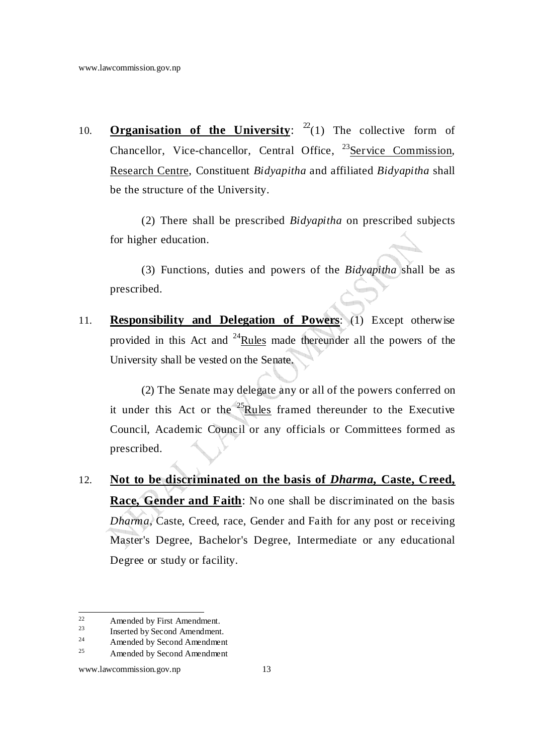10. **Organisation of the University**: [22](1) The collective form of Chancellor, Vice-chancellor, Central Office, [23]Service Commission, Research Centre, Constituent *Bidyapitha* and affiliated *Bidyapitha* shall be the structure of the University.

(2) There shall be prescribed *Bidyapitha* on prescribed subjects for higher education.

(3) Functions, duties and powers of the *Bidyapitha* shall be as prescribed.

11. **Responsibility and Delegation of Powers**: (1) Except otherwise provided in this Act and [24]Rules made thereunder all the powers of the University shall be vested on the Senate.

(2) The Senate may delegate any or all of the powers conferred on it under this Act or the [25]Rules framed thereunder to the Executive Council, Academic Council or any officials or Committees formed as prescribed.

12. **Not to be discriminated on the basis of *Dharma*, Caste, Creed, Race, Gender and Faith**: No one shall be discriminated on the basis *Dharma*, Caste, Creed, race, Gender and Faith for any post or receiving Master's Degree, Bachelor's Degree, Intermediate or any educational Degree or study or facility.

---

[22] Amended by First Amendment.
[23] Inserted by Second Amendment.
[24] Amended by Second Amendment
[25] Amended by Second Amendment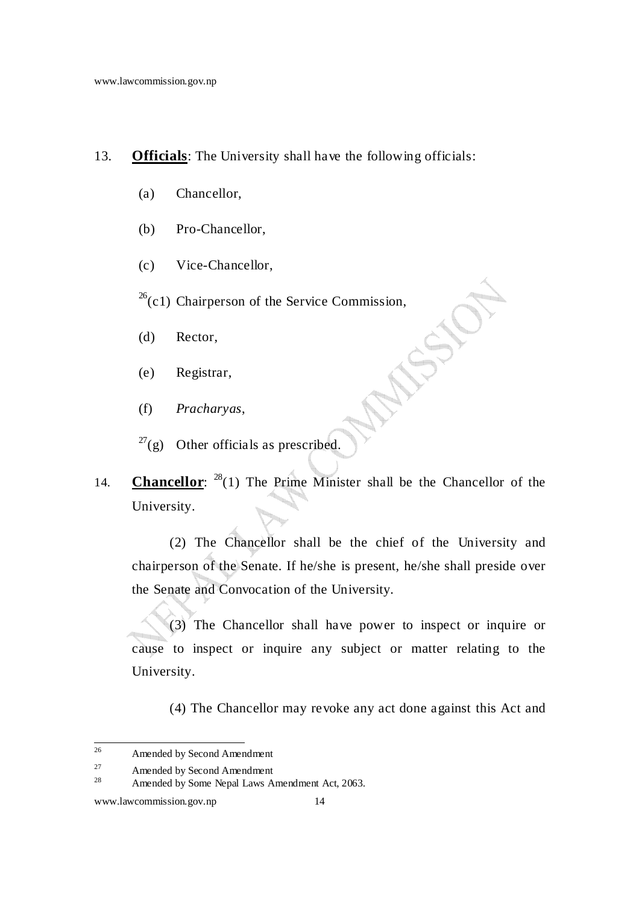13. **Officials**: The University shall have the following officials:

    (a) Chancellor,

    (b) Pro-Chancellor,

    (c) Vice-Chancellor,

    [26](c1) Chairperson of the Service Commission,

    (d) Rector,

    (e) Registrar,

    (f) *Pracharyas*,

    [27](g) Other officials as prescribed.

14. **Chancellor**: [28](1) The Prime Minister shall be the Chancellor of the University.

    (2) The Chancellor shall be the chief of the University and chairperson of the Senate. If he/she is present, he/she shall preside over the Senate and Convocation of the University.

    (3) The Chancellor shall have power to inspect or inquire or cause to inspect or inquire any subject or matter relating to the University.

    (4) The Chancellor may revoke any act done against this Act and

---

[26] Amended by Second Amendment

[27] Amended by Second Amendment

[28] Amended by Some Nepal Laws Amendment Act, 2063.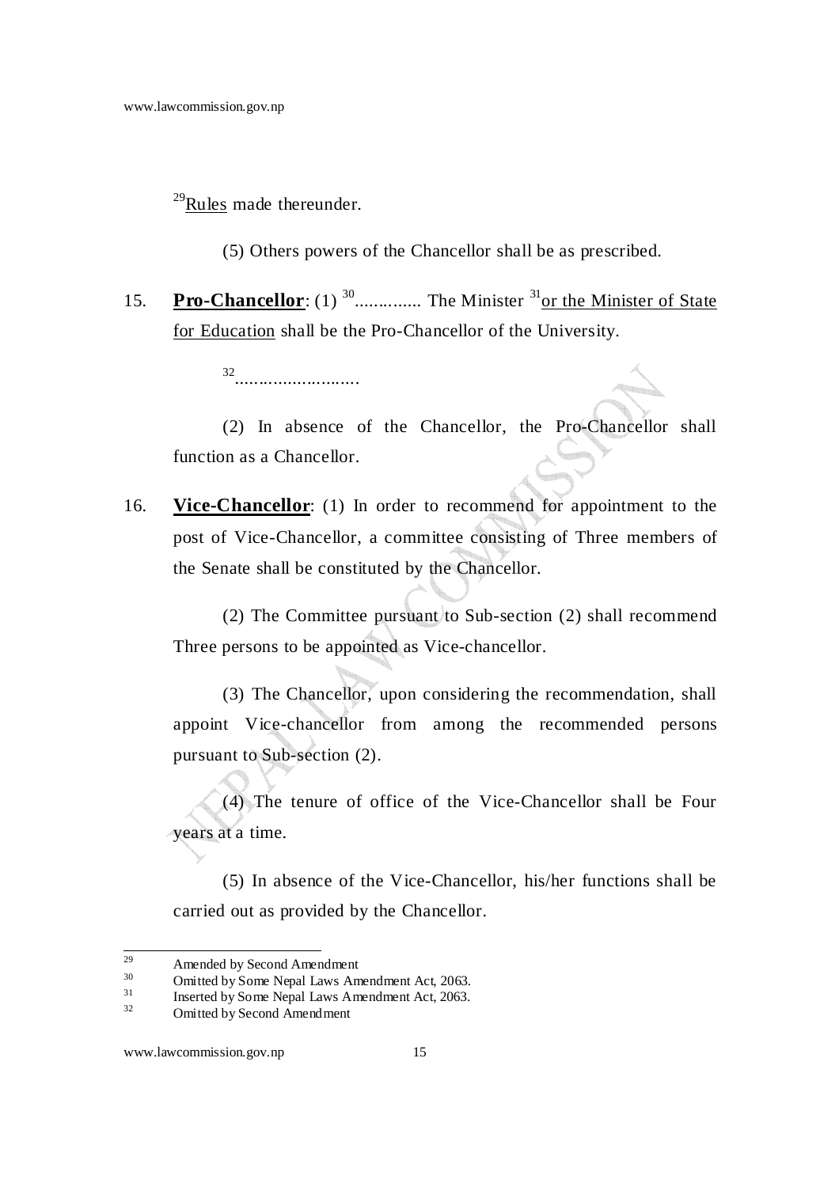[29]Rules made thereunder.

(5) Others powers of the Chancellor shall be as prescribed.

15. **Pro-Chancellor**: (1) [30].............. The Minister [31]or the Minister of State for Education shall be the Pro-Chancellor of the University.

[32]..........................

(2) In absence of the Chancellor, the Pro-Chancellor shall function as a Chancellor.

16. **Vice-Chancellor**: (1) In order to recommend for appointment to the post of Vice-Chancellor, a committee consisting of Three members of the Senate shall be constituted by the Chancellor.

(2) The Committee pursuant to Sub-section (2) shall recommend Three persons to be appointed as Vice-chancellor.

(3) The Chancellor, upon considering the recommendation, shall appoint Vice-chancellor from among the recommended persons pursuant to Sub-section (2).

(4) The tenure of office of the Vice-Chancellor shall be Four years at a time.

(5) In absence of the Vice-Chancellor, his/her functions shall be carried out as provided by the Chancellor.

---

[29] Amended by Second Amendment

[30] Omitted by Some Nepal Laws Amendment Act, 2063.

[31] Inserted by Some Nepal Laws Amendment Act, 2063.

[32] Omitted by Second Amendment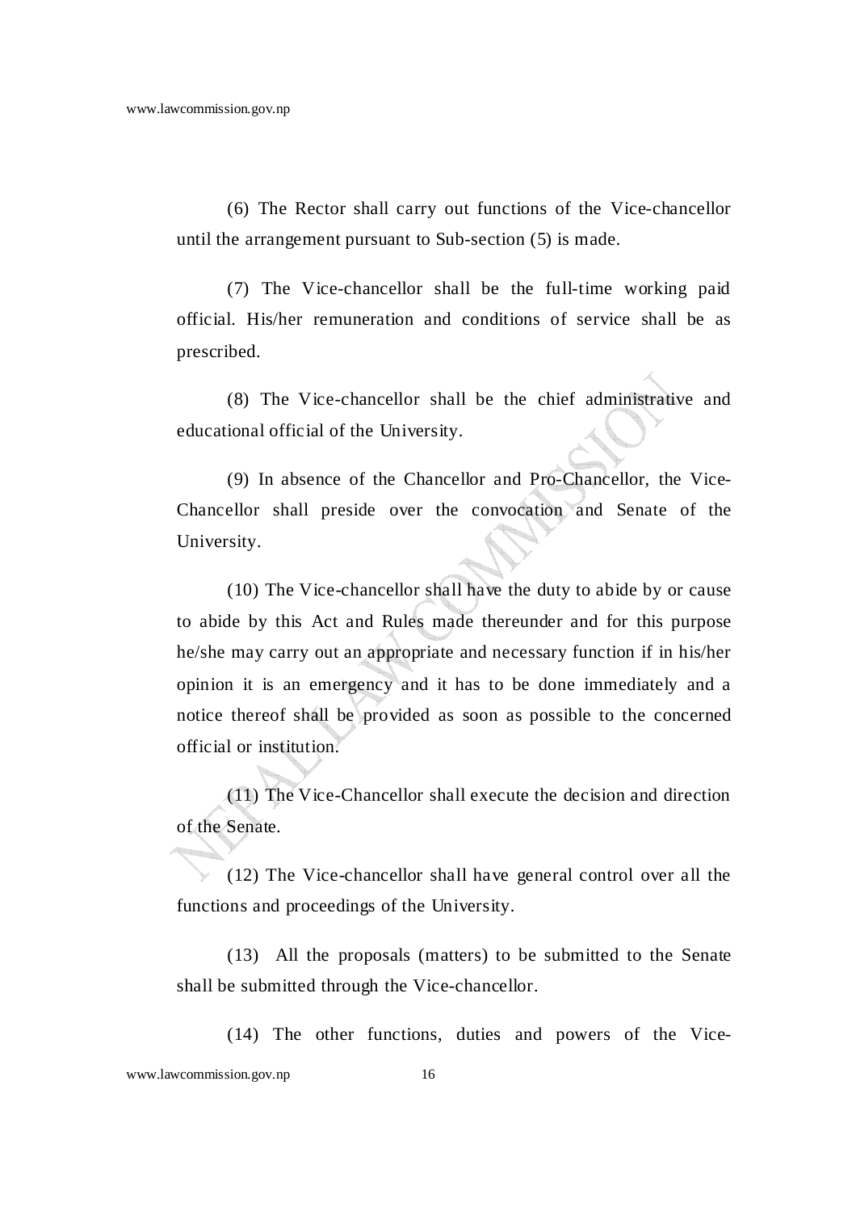(6) The Rector shall carry out functions of the Vice-chancellor until the arrangement pursuant to Sub-section (5) is made.

(7) The Vice-chancellor shall be the full-time working paid official. His/her remuneration and conditions of service shall be as prescribed.

(8) The Vice-chancellor shall be the chief administrative and educational official of the University.

(9) In absence of the Chancellor and Pro-Chancellor, the Vice-Chancellor shall preside over the convocation and Senate of the University.

(10) The Vice-chancellor shall have the duty to abide by or cause to abide by this Act and Rules made thereunder and for this purpose he/she may carry out an appropriate and necessary function if in his/her opinion it is an emergency and it has to be done immediately and a notice thereof shall be provided as soon as possible to the concerned official or institution.

(11) The Vice-Chancellor shall execute the decision and direction of the Senate.

(12) The Vice-chancellor shall have general control over all the functions and proceedings of the University.

(13) All the proposals (matters) to be submitted to the Senate shall be submitted through the Vice-chancellor.

(14) The other functions, duties and powers of the Vice-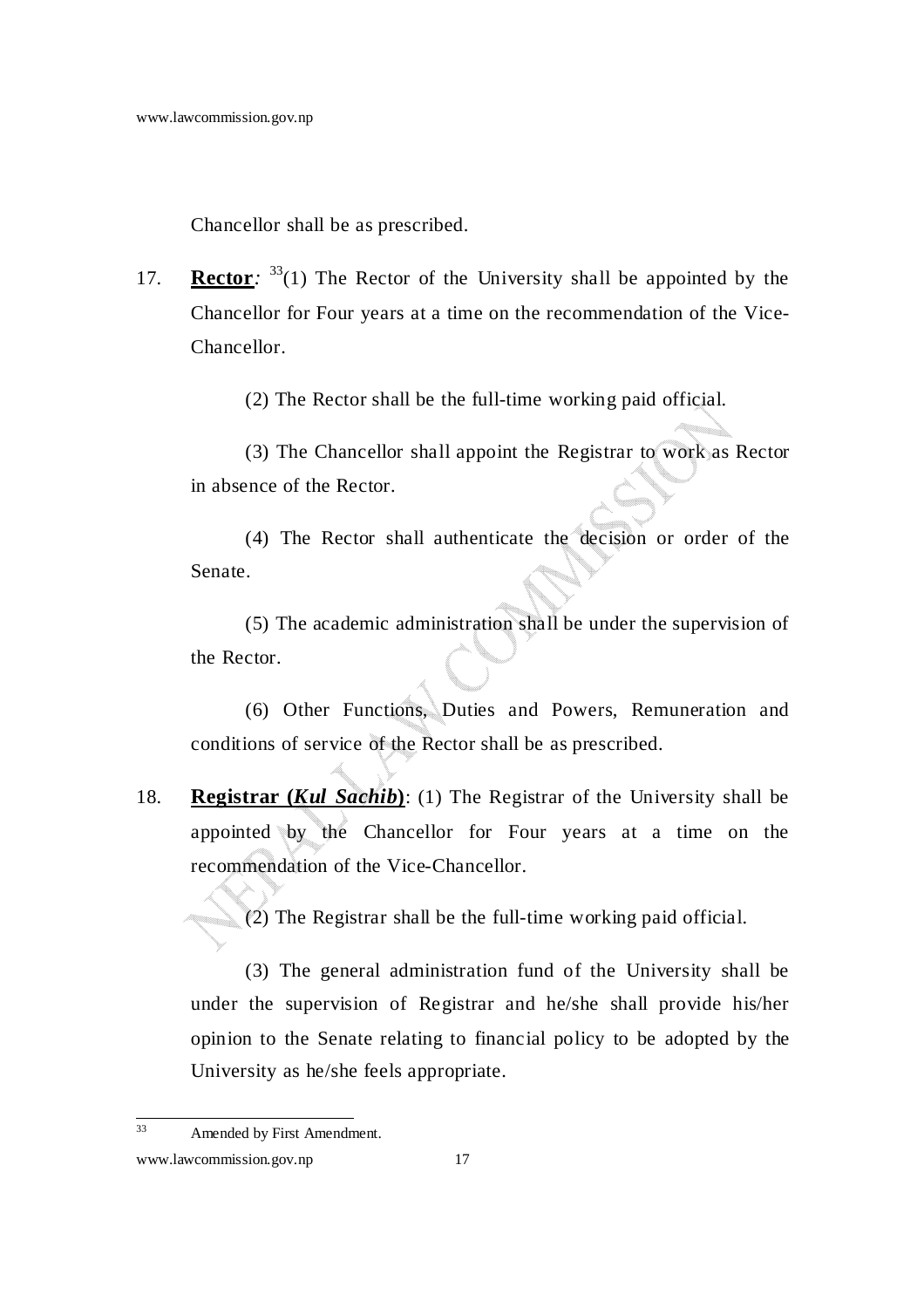Chancellor shall be as prescribed.

17. **Rector**: [33](1) The Rector of the University shall be appointed by the Chancellor for Four years at a time on the recommendation of the Vice-Chancellor.

(2) The Rector shall be the full-time working paid official.

(3) The Chancellor shall appoint the Registrar to work as Rector in absence of the Rector.

(4) The Rector shall authenticate the decision or order of the Senate.

(5) The academic administration shall be under the supervision of the Rector.

(6) Other Functions, Duties and Powers, Remuneration and conditions of service of the Rector shall be as prescribed.

18. **Registrar (*Kul Sachib*)**: (1) The Registrar of the University shall be appointed by the Chancellor for Four years at a time on the recommendation of the Vice-Chancellor.

(2) The Registrar shall be the full-time working paid official.

(3) The general administration fund of the University shall be under the supervision of Registrar and he/she shall provide his/her opinion to the Senate relating to financial policy to be adopted by the University as he/she feels appropriate.

---

[33] Amended by First Amendment.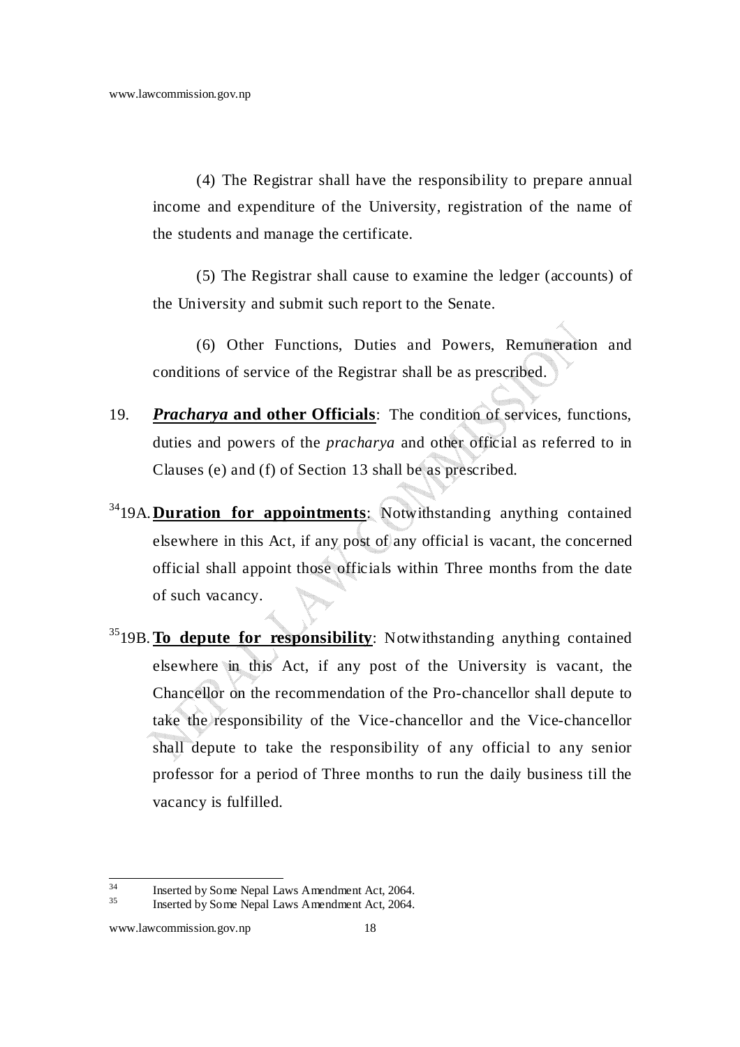(4) The Registrar shall have the responsibility to prepare annual income and expenditure of the University, registration of the name of the students and manage the certificate.

(5) The Registrar shall cause to examine the ledger (accounts) of the University and submit such report to the Senate.

(6) Other Functions, Duties and Powers, Remuneration and conditions of service of the Registrar shall be as prescribed.

19. ***Pracharya* and other Officials**: The condition of services, functions, duties and powers of the *pracharya* and other official as referred to in Clauses (e) and (f) of Section 13 shall be as prescribed.

[34]19A. **Duration for appointments**: Notwithstanding anything contained elsewhere in this Act, if any post of any official is vacant, the concerned official shall appoint those officials within Three months from the date of such vacancy.

[35]19B. **To depute for responsibility**: Notwithstanding anything contained elsewhere in this Act, if any post of the University is vacant, the Chancellor on the recommendation of the Pro-chancellor shall depute to take the responsibility of the Vice-chancellor and the Vice-chancellor shall depute to take the responsibility of any official to any senior professor for a period of Three months to run the daily business till the vacancy is fulfilled.

---

[34] Inserted by Some Nepal Laws Amendment Act, 2064.

[35] Inserted by Some Nepal Laws Amendment Act, 2064.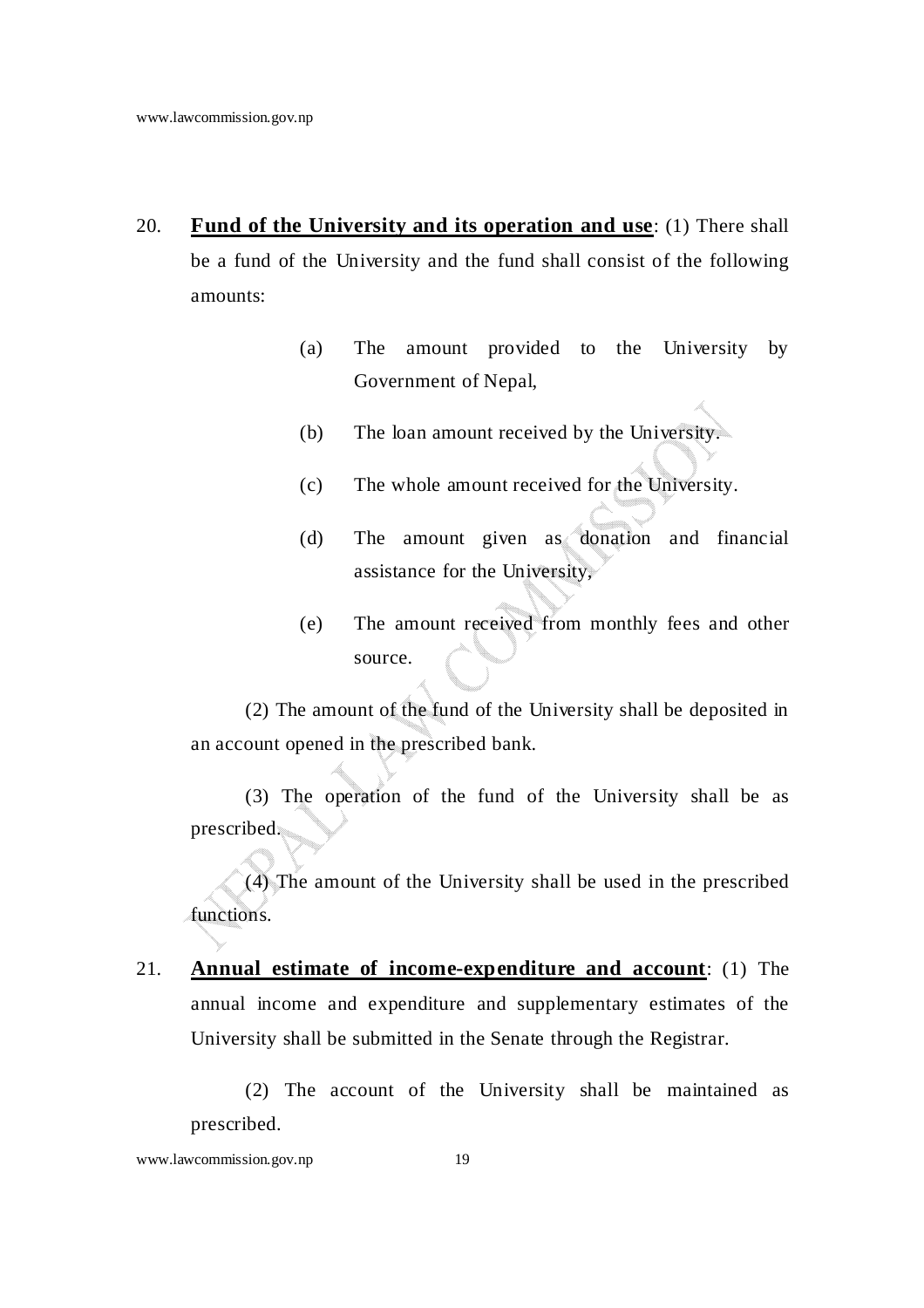20. **Fund of the University and its operation and use**: (1) There shall be a fund of the University and the fund shall consist of the following amounts:

    (a) The amount provided to the University by Government of Nepal,

    (b) The loan amount received by the University.

    (c) The whole amount received for the University.

    (d) The amount given as donation and financial assistance for the University,

    (e) The amount received from monthly fees and other source.

    (2) The amount of the fund of the University shall be deposited in an account opened in the prescribed bank.

    (3) The operation of the fund of the University shall be as prescribed.

    (4) The amount of the University shall be used in the prescribed functions.

21. **Annual estimate of income-expenditure and account**: (1) The annual income and expenditure and supplementary estimates of the University shall be submitted in the Senate through the Registrar.

    (2) The account of the University shall be maintained as prescribed.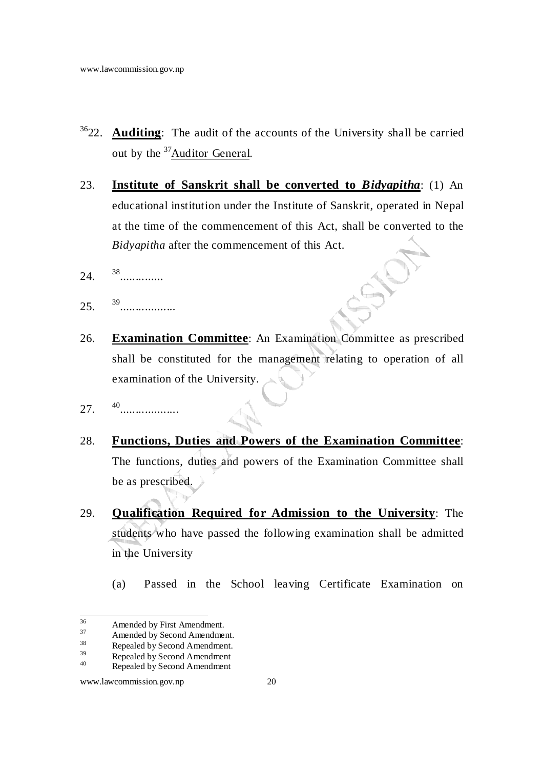[36]22. **Auditing**: The audit of the accounts of the University shall be carried out by the [37]Auditor General.

23. **Institute of Sanskrit shall be converted to *Bidyapitha***: (1) An educational institution under the Institute of Sanskrit, operated in Nepal at the time of the commencement of this Act, shall be converted to the *Bidyapitha* after the commencement of this Act.

24. [38]..............

25. [39]..................

26. **Examination Committee**: An Examination Committee as prescribed shall be constituted for the management relating to operation of all examination of the University.

27. [40]...................

28. **Functions, Duties and Powers of the Examination Committee**: The functions, duties and powers of the Examination Committee shall be as prescribed.

29. **Qualification Required for Admission to the University**: The students who have passed the following examination shall be admitted in the University

 (a) Passed in the School leaving Certificate Examination on

---

[36] Amended by First Amendment.
[37] Amended by Second Amendment.
[38] Repealed by Second Amendment.
[39] Repealed by Second Amendment
[40] Repealed by Second Amendment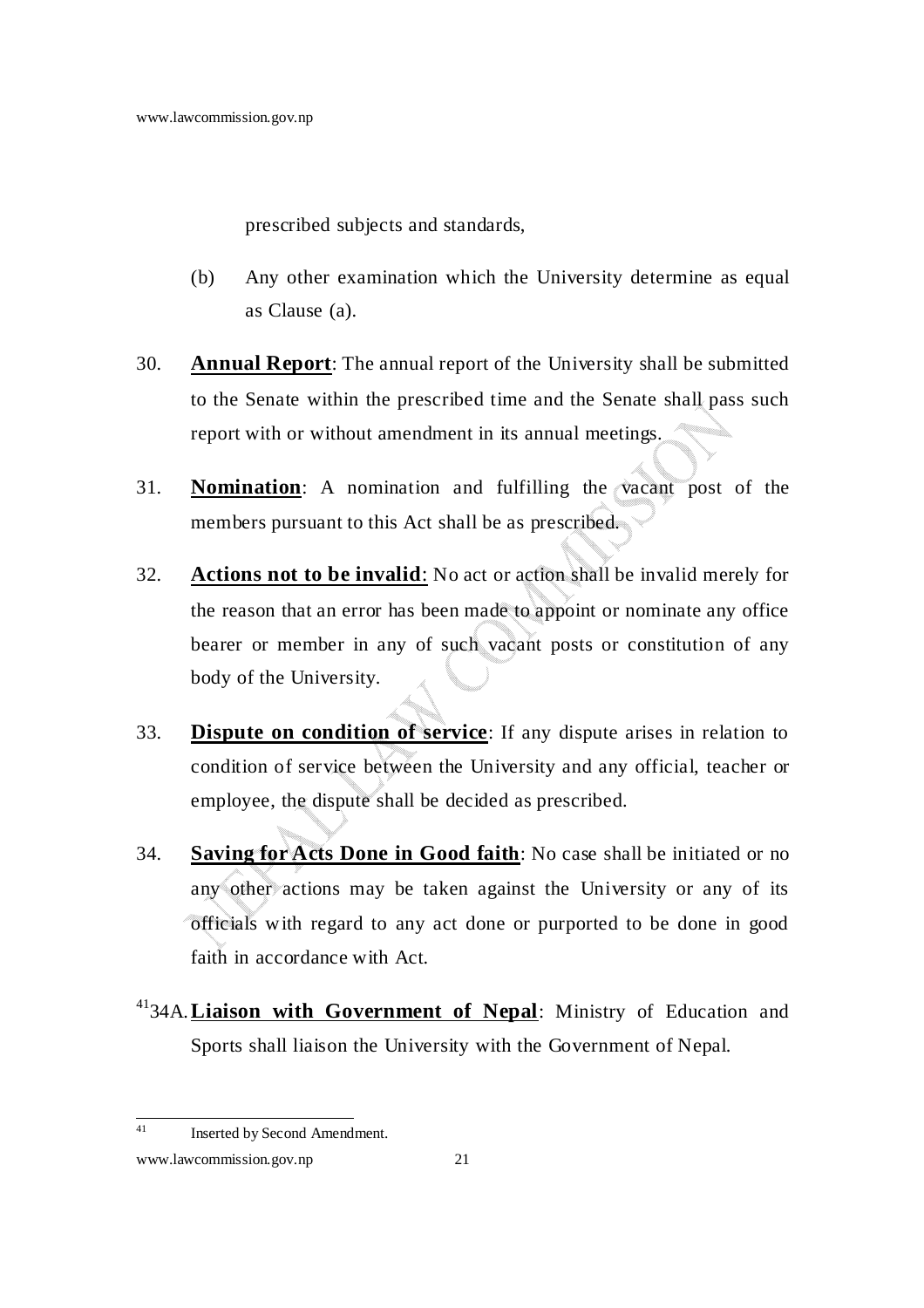prescribed subjects and standards,

(b) Any other examination which the University determine as equal as Clause (a).

30. **Annual Report**: The annual report of the University shall be submitted to the Senate within the prescribed time and the Senate shall pass such report with or without amendment in its annual meetings.

31. **Nomination**: A nomination and fulfilling the vacant post of the members pursuant to this Act shall be as prescribed.

32. **Actions not to be invalid**: No act or action shall be invalid merely for the reason that an error has been made to appoint or nominate any office bearer or member in any of such vacant posts or constitution of any body of the University.

33. **Dispute on condition of service**: If any dispute arises in relation to condition of service between the University and any official, teacher or employee, the dispute shall be decided as prescribed.

34. **Saving for Acts Done in Good faith**: No case shall be initiated or no any other actions may be taken against the University or any of its officials with regard to any act done or purported to be done in good faith in accordance with Act.

[41]34A. **Liaison with Government of Nepal**: Ministry of Education and Sports shall liaison the University with the Government of Nepal.

---

[41] Inserted by Second Amendment.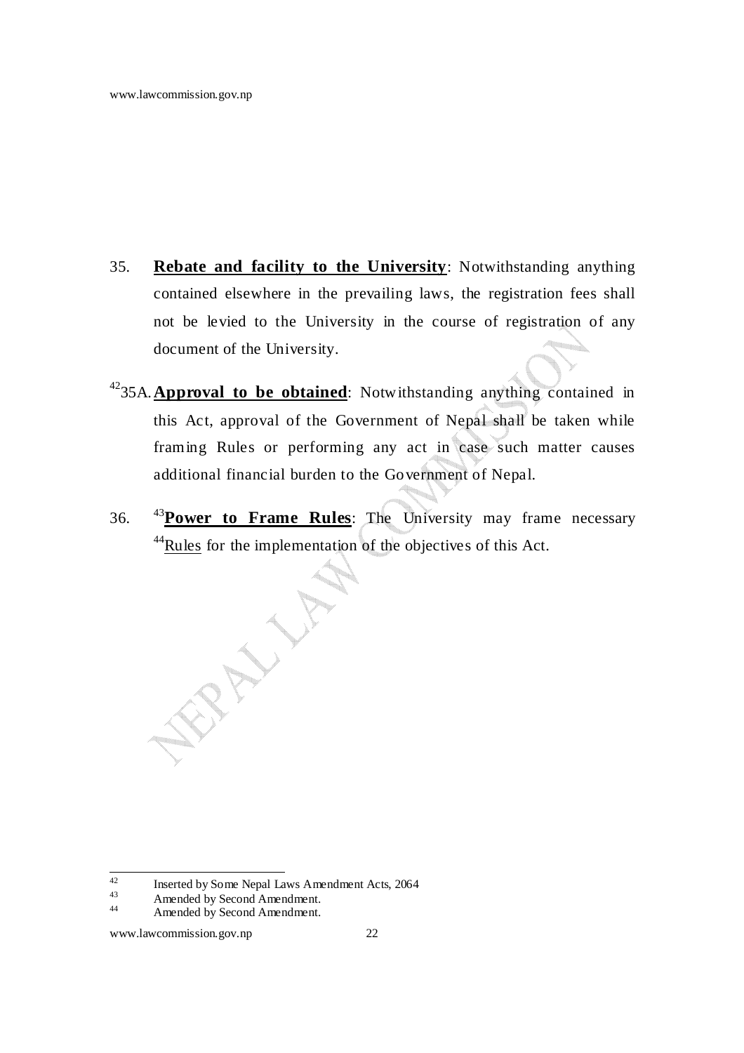35. **Rebate and facility to the University**: Notwithstanding anything contained elsewhere in the prevailing laws, the registration fees shall not be levied to the University in the course of registration of any document of the University.

[42]35A. **Approval to be obtained**: Notwithstanding anything contained in this Act, approval of the Government of Nepal shall be taken while framing Rules or performing any act in case such matter causes additional financial burden to the Government of Nepal.

36. [43]**Power to Frame Rules**: The University may frame necessary [44]Rules for the implementation of the objectives of this Act.

---

[42] Inserted by Some Nepal Laws Amendment Acts, 2064

[43] Amended by Second Amendment.

[44] Amended by Second Amendment.